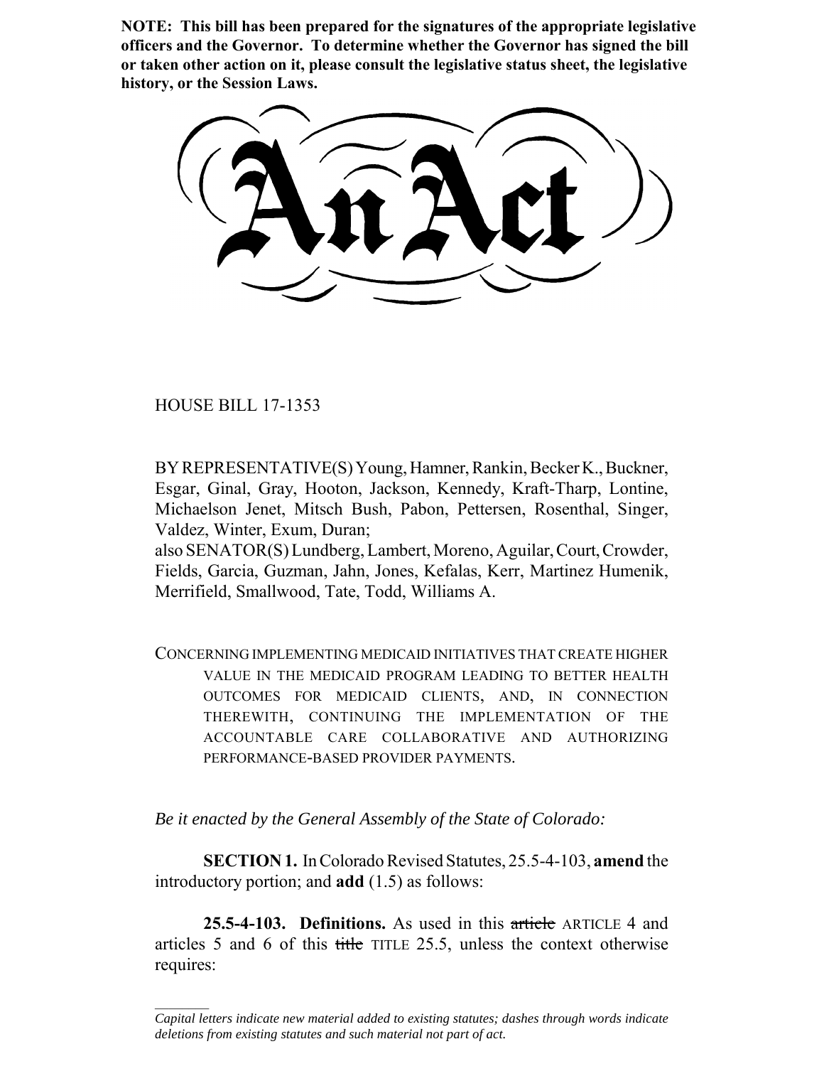**NOTE: This bill has been prepared for the signatures of the appropriate legislative officers and the Governor. To determine whether the Governor has signed the bill or taken other action on it, please consult the legislative status sheet, the legislative history, or the Session Laws.**

# An Act

HOUSE BILL 17-1353

BY REPRESENTATIVE(S) Young, Hamner, Rankin, Becker K., Buckner, Esgar, Ginal, Gray, Hooton, Jackson, Kennedy, Kraft-Tharp, Lontine, Michaelson Jenet, Mitsch Bush, Pabon, Pettersen, Rosenthal, Singer, Valdez, Winter, Exum, Duran;
also SENATOR(S) Lundberg, Lambert, Moreno, Aguilar, Court, Crowder, Fields, Garcia, Guzman, Jahn, Jones, Kefalas, Kerr, Martinez Humenik, Merrifield, Smallwood, Tate, Todd, Williams A.

CONCERNING IMPLEMENTING MEDICAID INITIATIVES THAT CREATE HIGHER VALUE IN THE MEDICAID PROGRAM LEADING TO BETTER HEALTH OUTCOMES FOR MEDICAID CLIENTS, AND, IN CONNECTION THEREWITH, CONTINUING THE IMPLEMENTATION OF THE ACCOUNTABLE CARE COLLABORATIVE AND AUTHORIZING PERFORMANCE-BASED PROVIDER PAYMENTS.

*Be it enacted by the General Assembly of the State of Colorado:*

**SECTION 1.** In Colorado Revised Statutes, 25.5-4-103, **amend** the introductory portion; and **add** (1.5) as follows:

**25.5-4-103. Definitions.** As used in this ~~article~~ ARTICLE 4 and articles 5 and 6 of this ~~title~~ TITLE 25.5, unless the context otherwise requires:

*Capital letters indicate new material added to existing statutes; dashes through words indicate deletions from existing statutes and such material not part of act.*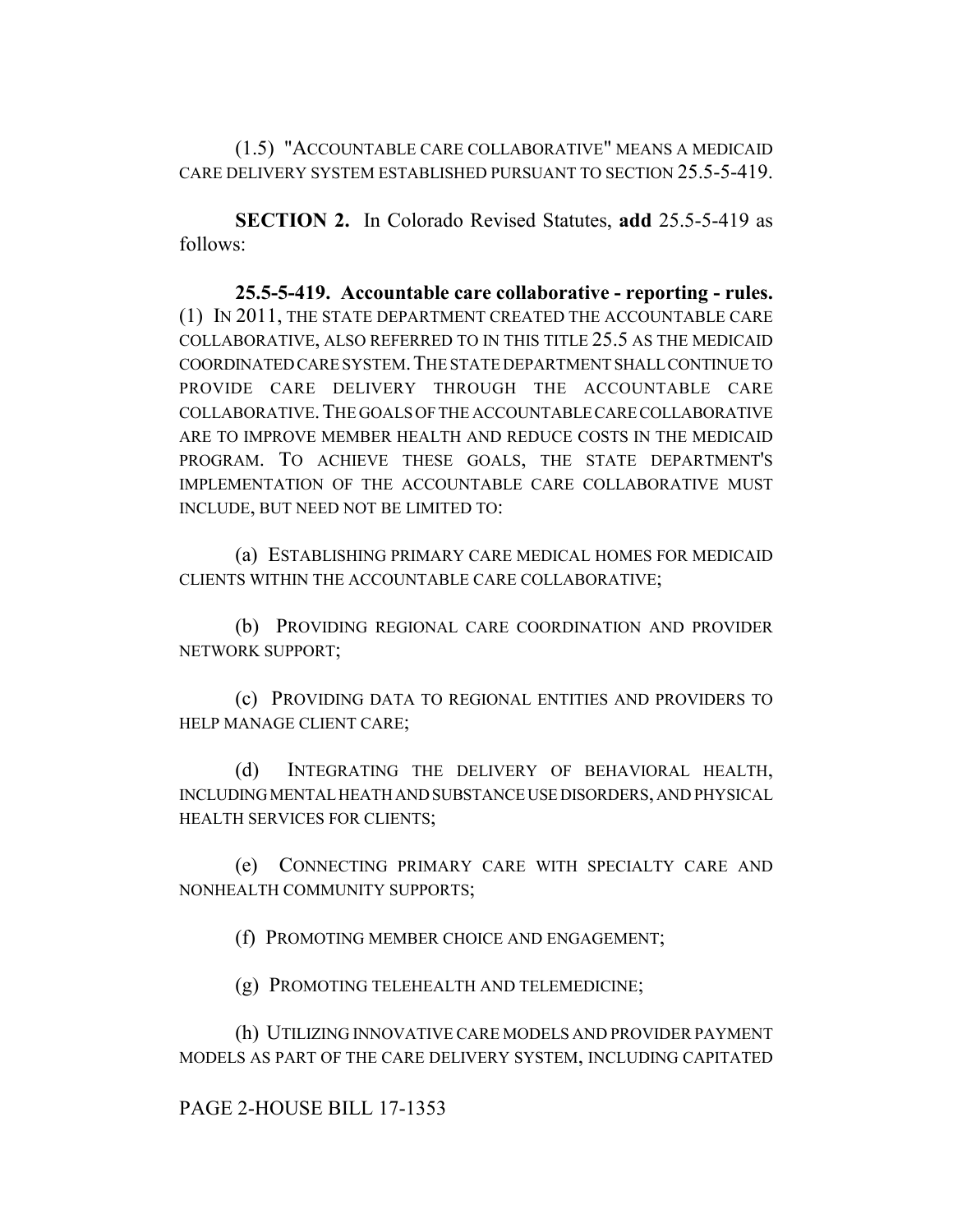(1.5) "ACCOUNTABLE CARE COLLABORATIVE" MEANS A MEDICAID CARE DELIVERY SYSTEM ESTABLISHED PURSUANT TO SECTION 25.5-5-419.

**SECTION 2.** In Colorado Revised Statutes, **add** 25.5-5-419 as follows:

**25.5-5-419. Accountable care collaborative - reporting - rules.** (1) IN 2011, THE STATE DEPARTMENT CREATED THE ACCOUNTABLE CARE COLLABORATIVE, ALSO REFERRED TO IN THIS TITLE 25.5 AS THE MEDICAID COORDINATED CARE SYSTEM. THE STATE DEPARTMENT SHALL CONTINUE TO PROVIDE CARE DELIVERY THROUGH THE ACCOUNTABLE CARE COLLABORATIVE. THE GOALS OF THE ACCOUNTABLE CARE COLLABORATIVE ARE TO IMPROVE MEMBER HEALTH AND REDUCE COSTS IN THE MEDICAID PROGRAM. TO ACHIEVE THESE GOALS, THE STATE DEPARTMENT'S IMPLEMENTATION OF THE ACCOUNTABLE CARE COLLABORATIVE MUST INCLUDE, BUT NEED NOT BE LIMITED TO:

(a) ESTABLISHING PRIMARY CARE MEDICAL HOMES FOR MEDICAID CLIENTS WITHIN THE ACCOUNTABLE CARE COLLABORATIVE;

(b) PROVIDING REGIONAL CARE COORDINATION AND PROVIDER NETWORK SUPPORT;

(c) PROVIDING DATA TO REGIONAL ENTITIES AND PROVIDERS TO HELP MANAGE CLIENT CARE;

(d) INTEGRATING THE DELIVERY OF BEHAVIORAL HEALTH, INCLUDING MENTAL HEATH AND SUBSTANCE USE DISORDERS, AND PHYSICAL HEALTH SERVICES FOR CLIENTS;

(e) CONNECTING PRIMARY CARE WITH SPECIALTY CARE AND NONHEALTH COMMUNITY SUPPORTS;

(f) PROMOTING MEMBER CHOICE AND ENGAGEMENT;

(g) PROMOTING TELEHEALTH AND TELEMEDICINE;

(h) UTILIZING INNOVATIVE CARE MODELS AND PROVIDER PAYMENT MODELS AS PART OF THE CARE DELIVERY SYSTEM, INCLUDING CAPITATED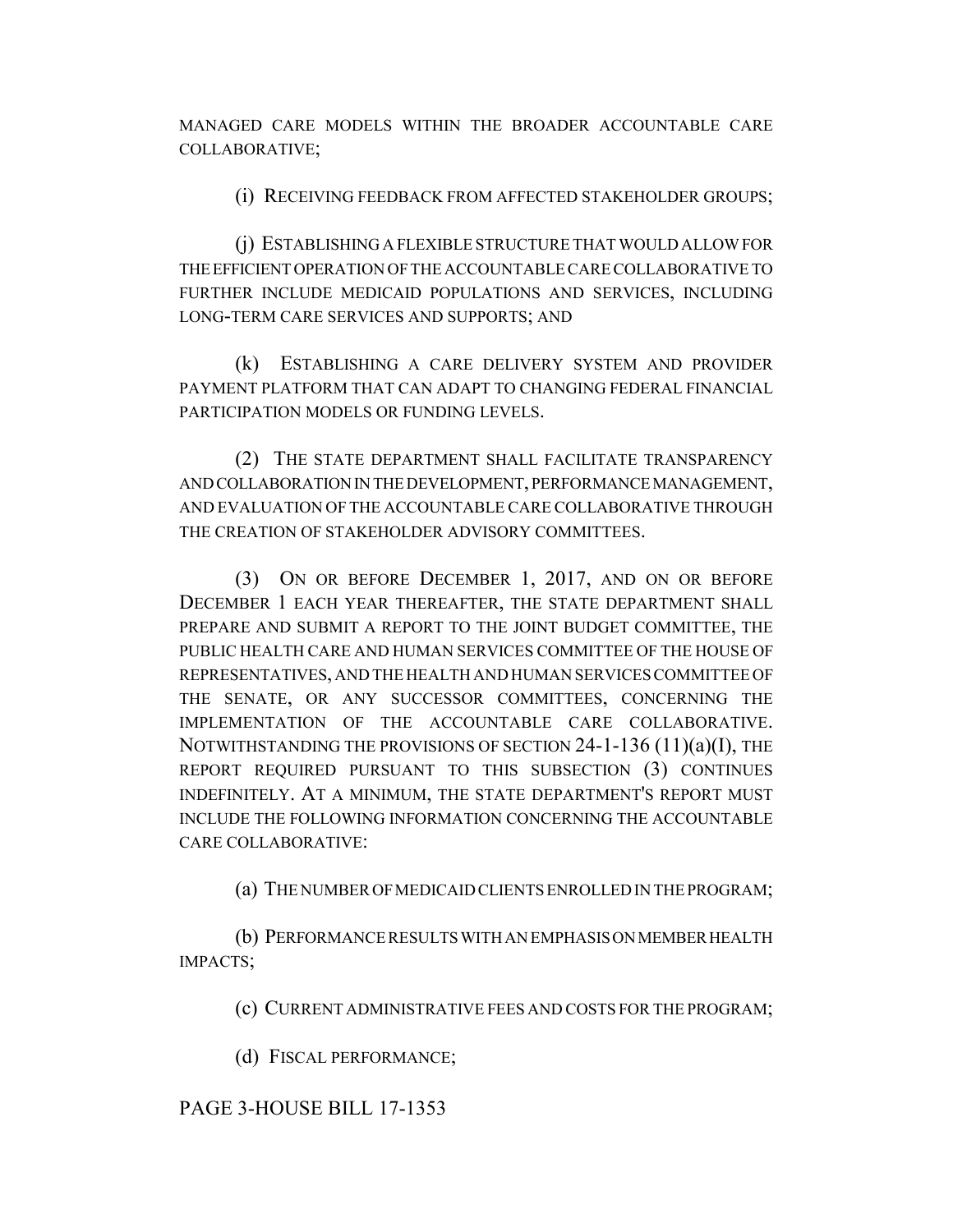MANAGED CARE MODELS WITHIN THE BROADER ACCOUNTABLE CARE COLLABORATIVE;

(i) RECEIVING FEEDBACK FROM AFFECTED STAKEHOLDER GROUPS;

(j) ESTABLISHING A FLEXIBLE STRUCTURE THAT WOULD ALLOW FOR THE EFFICIENT OPERATION OF THE ACCOUNTABLE CARE COLLABORATIVE TO FURTHER INCLUDE MEDICAID POPULATIONS AND SERVICES, INCLUDING LONG-TERM CARE SERVICES AND SUPPORTS; AND

(k) ESTABLISHING A CARE DELIVERY SYSTEM AND PROVIDER PAYMENT PLATFORM THAT CAN ADAPT TO CHANGING FEDERAL FINANCIAL PARTICIPATION MODELS OR FUNDING LEVELS.

(2) THE STATE DEPARTMENT SHALL FACILITATE TRANSPARENCY AND COLLABORATION IN THE DEVELOPMENT, PERFORMANCE MANAGEMENT, AND EVALUATION OF THE ACCOUNTABLE CARE COLLABORATIVE THROUGH THE CREATION OF STAKEHOLDER ADVISORY COMMITTEES.

(3) ON OR BEFORE DECEMBER 1, 2017, AND ON OR BEFORE DECEMBER 1 EACH YEAR THEREAFTER, THE STATE DEPARTMENT SHALL PREPARE AND SUBMIT A REPORT TO THE JOINT BUDGET COMMITTEE, THE PUBLIC HEALTH CARE AND HUMAN SERVICES COMMITTEE OF THE HOUSE OF REPRESENTATIVES, AND THE HEALTH AND HUMAN SERVICES COMMITTEE OF THE SENATE, OR ANY SUCCESSOR COMMITTEES, CONCERNING THE IMPLEMENTATION OF THE ACCOUNTABLE CARE COLLABORATIVE. NOTWITHSTANDING THE PROVISIONS OF SECTION 24-1-136 (11)(a)(I), THE REPORT REQUIRED PURSUANT TO THIS SUBSECTION (3) CONTINUES INDEFINITELY. AT A MINIMUM, THE STATE DEPARTMENT'S REPORT MUST INCLUDE THE FOLLOWING INFORMATION CONCERNING THE ACCOUNTABLE CARE COLLABORATIVE:

(a) THE NUMBER OF MEDICAID CLIENTS ENROLLED IN THE PROGRAM;

(b) PERFORMANCE RESULTS WITH AN EMPHASIS ON MEMBER HEALTH IMPACTS;

(c) CURRENT ADMINISTRATIVE FEES AND COSTS FOR THE PROGRAM;

(d) FISCAL PERFORMANCE;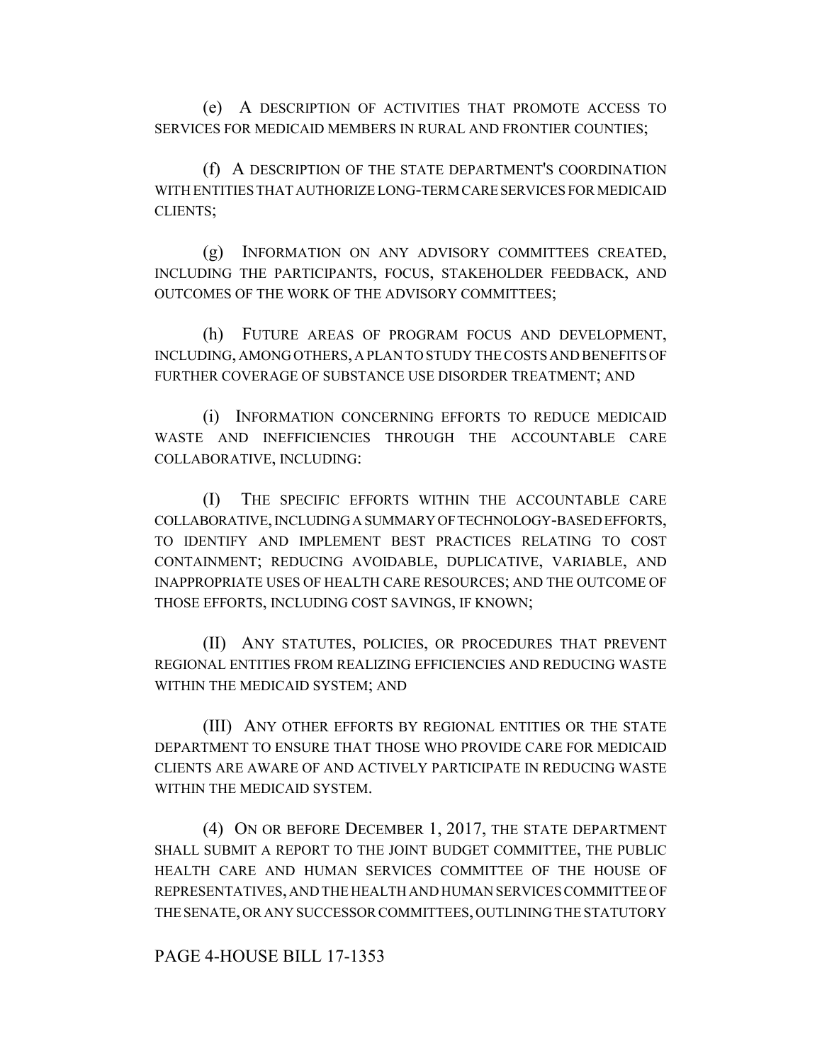(e) A DESCRIPTION OF ACTIVITIES THAT PROMOTE ACCESS TO SERVICES FOR MEDICAID MEMBERS IN RURAL AND FRONTIER COUNTIES;

(f) A DESCRIPTION OF THE STATE DEPARTMENT'S COORDINATION WITH ENTITIES THAT AUTHORIZE LONG-TERM CARE SERVICES FOR MEDICAID CLIENTS;

(g) INFORMATION ON ANY ADVISORY COMMITTEES CREATED, INCLUDING THE PARTICIPANTS, FOCUS, STAKEHOLDER FEEDBACK, AND OUTCOMES OF THE WORK OF THE ADVISORY COMMITTEES;

(h) FUTURE AREAS OF PROGRAM FOCUS AND DEVELOPMENT, INCLUDING, AMONG OTHERS, A PLAN TO STUDY THE COSTS AND BENEFITS OF FURTHER COVERAGE OF SUBSTANCE USE DISORDER TREATMENT; AND

(i) INFORMATION CONCERNING EFFORTS TO REDUCE MEDICAID WASTE AND INEFFICIENCIES THROUGH THE ACCOUNTABLE CARE COLLABORATIVE, INCLUDING:

(I) THE SPECIFIC EFFORTS WITHIN THE ACCOUNTABLE CARE COLLABORATIVE, INCLUDING A SUMMARY OF TECHNOLOGY-BASED EFFORTS, TO IDENTIFY AND IMPLEMENT BEST PRACTICES RELATING TO COST CONTAINMENT; REDUCING AVOIDABLE, DUPLICATIVE, VARIABLE, AND INAPPROPRIATE USES OF HEALTH CARE RESOURCES; AND THE OUTCOME OF THOSE EFFORTS, INCLUDING COST SAVINGS, IF KNOWN;

(II) ANY STATUTES, POLICIES, OR PROCEDURES THAT PREVENT REGIONAL ENTITIES FROM REALIZING EFFICIENCIES AND REDUCING WASTE WITHIN THE MEDICAID SYSTEM; AND

(III) ANY OTHER EFFORTS BY REGIONAL ENTITIES OR THE STATE DEPARTMENT TO ENSURE THAT THOSE WHO PROVIDE CARE FOR MEDICAID CLIENTS ARE AWARE OF AND ACTIVELY PARTICIPATE IN REDUCING WASTE WITHIN THE MEDICAID SYSTEM.

(4) ON OR BEFORE DECEMBER 1, 2017, THE STATE DEPARTMENT SHALL SUBMIT A REPORT TO THE JOINT BUDGET COMMITTEE, THE PUBLIC HEALTH CARE AND HUMAN SERVICES COMMITTEE OF THE HOUSE OF REPRESENTATIVES, AND THE HEALTH AND HUMAN SERVICES COMMITTEE OF THE SENATE, OR ANY SUCCESSOR COMMITTEES, OUTLINING THE STATUTORY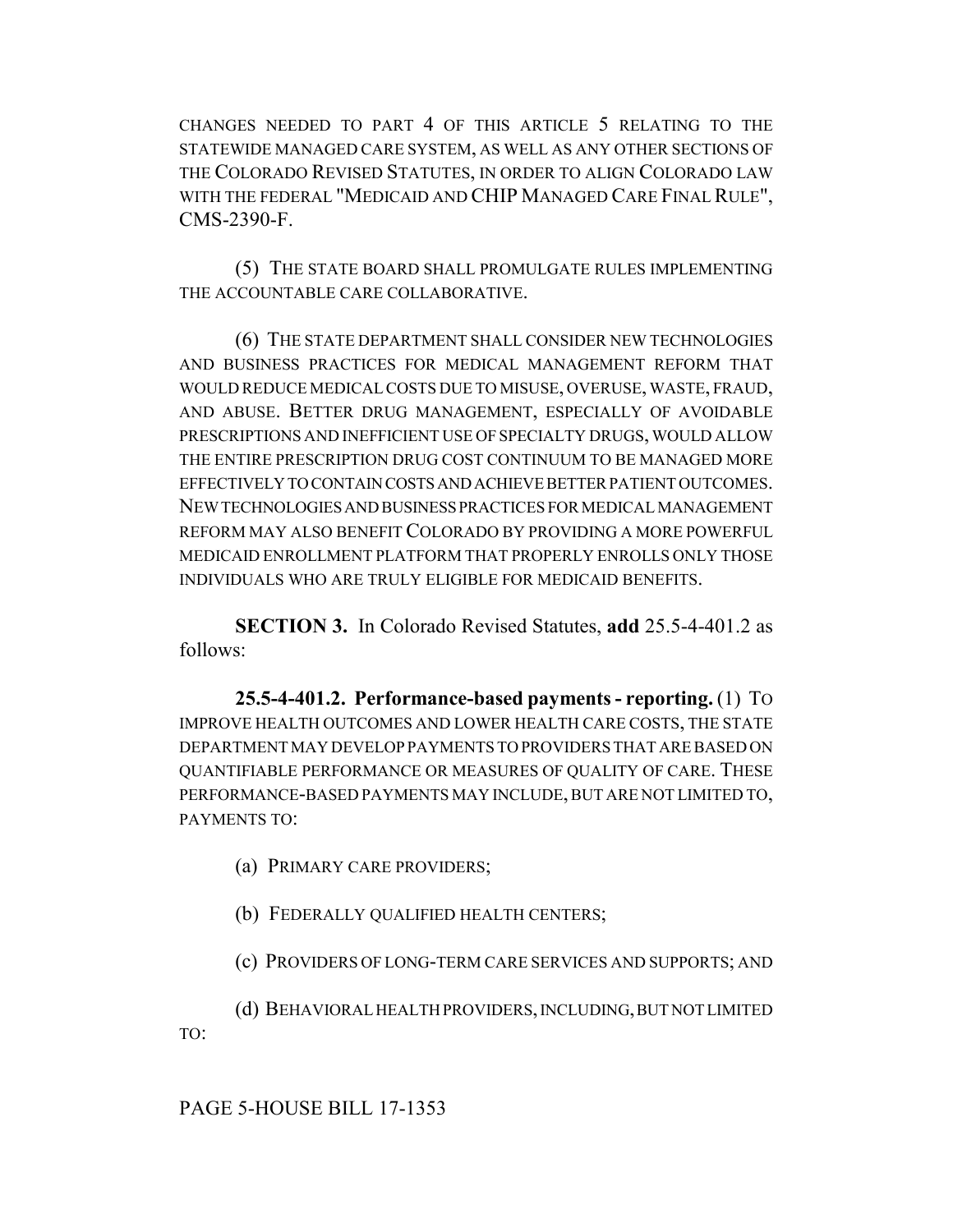CHANGES NEEDED TO PART 4 OF THIS ARTICLE 5 RELATING TO THE STATEWIDE MANAGED CARE SYSTEM, AS WELL AS ANY OTHER SECTIONS OF THE COLORADO REVISED STATUTES, IN ORDER TO ALIGN COLORADO LAW WITH THE FEDERAL "MEDICAID AND CHIP MANAGED CARE FINAL RULE", CMS-2390-F.

(5) THE STATE BOARD SHALL PROMULGATE RULES IMPLEMENTING THE ACCOUNTABLE CARE COLLABORATIVE.

(6) THE STATE DEPARTMENT SHALL CONSIDER NEW TECHNOLOGIES AND BUSINESS PRACTICES FOR MEDICAL MANAGEMENT REFORM THAT WOULD REDUCE MEDICAL COSTS DUE TO MISUSE, OVERUSE, WASTE, FRAUD, AND ABUSE. BETTER DRUG MANAGEMENT, ESPECIALLY OF AVOIDABLE PRESCRIPTIONS AND INEFFICIENT USE OF SPECIALTY DRUGS, WOULD ALLOW THE ENTIRE PRESCRIPTION DRUG COST CONTINUUM TO BE MANAGED MORE EFFECTIVELY TO CONTAIN COSTS AND ACHIEVE BETTER PATIENT OUTCOMES. NEW TECHNOLOGIES AND BUSINESS PRACTICES FOR MEDICAL MANAGEMENT REFORM MAY ALSO BENEFIT COLORADO BY PROVIDING A MORE POWERFUL MEDICAID ENROLLMENT PLATFORM THAT PROPERLY ENROLLS ONLY THOSE INDIVIDUALS WHO ARE TRULY ELIGIBLE FOR MEDICAID BENEFITS.

**SECTION 3.** In Colorado Revised Statutes, **add** 25.5-4-401.2 as follows:

**25.5-4-401.2. Performance-based payments - reporting.** (1) TO IMPROVE HEALTH OUTCOMES AND LOWER HEALTH CARE COSTS, THE STATE DEPARTMENT MAY DEVELOP PAYMENTS TO PROVIDERS THAT ARE BASED ON QUANTIFIABLE PERFORMANCE OR MEASURES OF QUALITY OF CARE. THESE PERFORMANCE-BASED PAYMENTS MAY INCLUDE, BUT ARE NOT LIMITED TO, PAYMENTS TO:

(a) PRIMARY CARE PROVIDERS;

(b) FEDERALLY QUALIFIED HEALTH CENTERS;

(c) PROVIDERS OF LONG-TERM CARE SERVICES AND SUPPORTS; AND

(d) BEHAVIORAL HEALTH PROVIDERS, INCLUDING, BUT NOT LIMITED TO: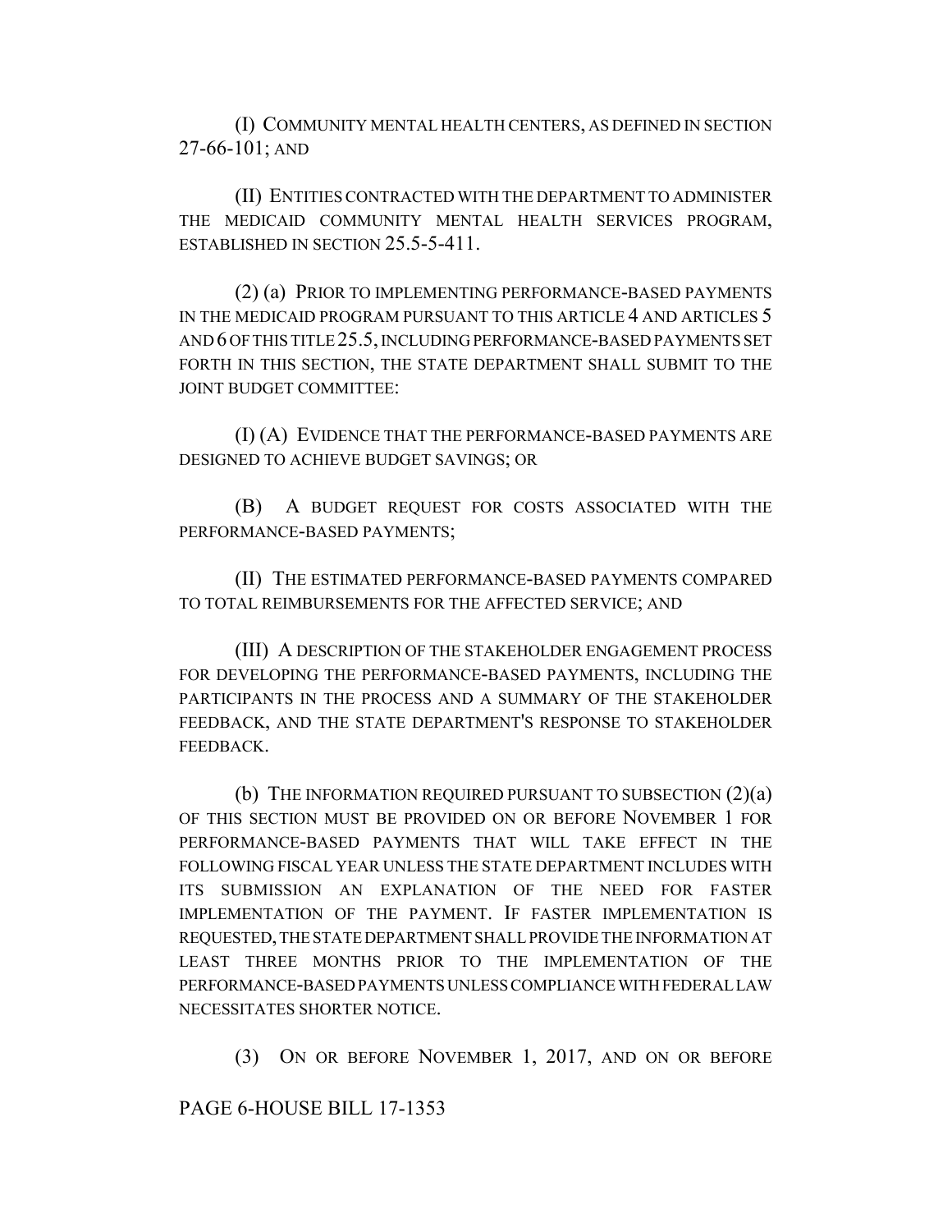(I) COMMUNITY MENTAL HEALTH CENTERS, AS DEFINED IN SECTION 27-66-101; AND

(II) ENTITIES CONTRACTED WITH THE DEPARTMENT TO ADMINISTER THE MEDICAID COMMUNITY MENTAL HEALTH SERVICES PROGRAM, ESTABLISHED IN SECTION 25.5-5-411.

(2) (a) PRIOR TO IMPLEMENTING PERFORMANCE-BASED PAYMENTS IN THE MEDICAID PROGRAM PURSUANT TO THIS ARTICLE 4 AND ARTICLES 5 AND 6 OF THIS TITLE 25.5, INCLUDING PERFORMANCE-BASED PAYMENTS SET FORTH IN THIS SECTION, THE STATE DEPARTMENT SHALL SUBMIT TO THE JOINT BUDGET COMMITTEE:

(I) (A) EVIDENCE THAT THE PERFORMANCE-BASED PAYMENTS ARE DESIGNED TO ACHIEVE BUDGET SAVINGS; OR

(B) A BUDGET REQUEST FOR COSTS ASSOCIATED WITH THE PERFORMANCE-BASED PAYMENTS;

(II) THE ESTIMATED PERFORMANCE-BASED PAYMENTS COMPARED TO TOTAL REIMBURSEMENTS FOR THE AFFECTED SERVICE; AND

(III) A DESCRIPTION OF THE STAKEHOLDER ENGAGEMENT PROCESS FOR DEVELOPING THE PERFORMANCE-BASED PAYMENTS, INCLUDING THE PARTICIPANTS IN THE PROCESS AND A SUMMARY OF THE STAKEHOLDER FEEDBACK, AND THE STATE DEPARTMENT'S RESPONSE TO STAKEHOLDER FEEDBACK.

(b) THE INFORMATION REQUIRED PURSUANT TO SUBSECTION (2)(a) OF THIS SECTION MUST BE PROVIDED ON OR BEFORE NOVEMBER 1 FOR PERFORMANCE-BASED PAYMENTS THAT WILL TAKE EFFECT IN THE FOLLOWING FISCAL YEAR UNLESS THE STATE DEPARTMENT INCLUDES WITH ITS SUBMISSION AN EXPLANATION OF THE NEED FOR FASTER IMPLEMENTATION OF THE PAYMENT. IF FASTER IMPLEMENTATION IS REQUESTED, THE STATE DEPARTMENT SHALL PROVIDE THE INFORMATION AT LEAST THREE MONTHS PRIOR TO THE IMPLEMENTATION OF THE PERFORMANCE-BASED PAYMENTS UNLESS COMPLIANCE WITH FEDERAL LAW NECESSITATES SHORTER NOTICE.

(3) ON OR BEFORE NOVEMBER 1, 2017, AND ON OR BEFORE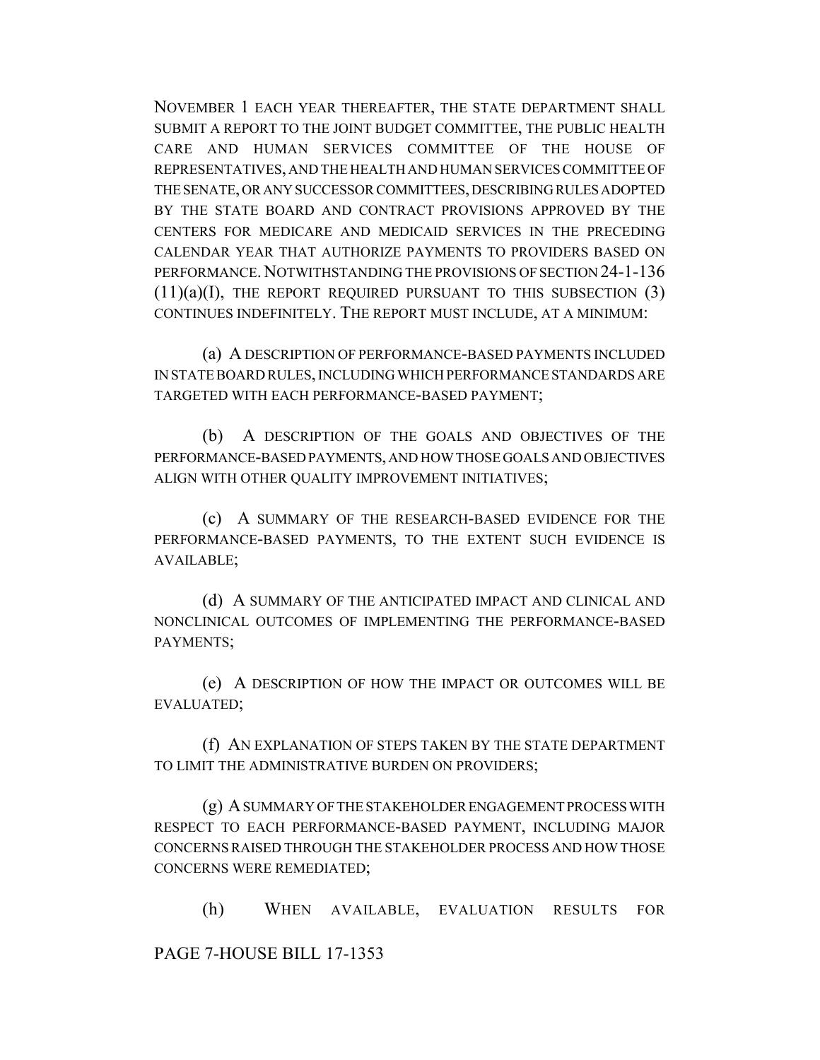NOVEMBER 1 EACH YEAR THEREAFTER, THE STATE DEPARTMENT SHALL SUBMIT A REPORT TO THE JOINT BUDGET COMMITTEE, THE PUBLIC HEALTH CARE AND HUMAN SERVICES COMMITTEE OF THE HOUSE OF REPRESENTATIVES, AND THE HEALTH AND HUMAN SERVICES COMMITTEE OF THE SENATE, OR ANY SUCCESSOR COMMITTEES, DESCRIBING RULES ADOPTED BY THE STATE BOARD AND CONTRACT PROVISIONS APPROVED BY THE CENTERS FOR MEDICARE AND MEDICAID SERVICES IN THE PRECEDING CALENDAR YEAR THAT AUTHORIZE PAYMENTS TO PROVIDERS BASED ON PERFORMANCE. NOTWITHSTANDING THE PROVISIONS OF SECTION 24-1-136 (11)(a)(I), THE REPORT REQUIRED PURSUANT TO THIS SUBSECTION (3) CONTINUES INDEFINITELY. THE REPORT MUST INCLUDE, AT A MINIMUM:

(a) A DESCRIPTION OF PERFORMANCE-BASED PAYMENTS INCLUDED IN STATE BOARD RULES, INCLUDING WHICH PERFORMANCE STANDARDS ARE TARGETED WITH EACH PERFORMANCE-BASED PAYMENT;

(b) A DESCRIPTION OF THE GOALS AND OBJECTIVES OF THE PERFORMANCE-BASED PAYMENTS, AND HOW THOSE GOALS AND OBJECTIVES ALIGN WITH OTHER QUALITY IMPROVEMENT INITIATIVES;

(c) A SUMMARY OF THE RESEARCH-BASED EVIDENCE FOR THE PERFORMANCE-BASED PAYMENTS, TO THE EXTENT SUCH EVIDENCE IS AVAILABLE;

(d) A SUMMARY OF THE ANTICIPATED IMPACT AND CLINICAL AND NONCLINICAL OUTCOMES OF IMPLEMENTING THE PERFORMANCE-BASED PAYMENTS;

(e) A DESCRIPTION OF HOW THE IMPACT OR OUTCOMES WILL BE EVALUATED;

(f) AN EXPLANATION OF STEPS TAKEN BY THE STATE DEPARTMENT TO LIMIT THE ADMINISTRATIVE BURDEN ON PROVIDERS;

(g) A SUMMARY OF THE STAKEHOLDER ENGAGEMENT PROCESS WITH RESPECT TO EACH PERFORMANCE-BASED PAYMENT, INCLUDING MAJOR CONCERNS RAISED THROUGH THE STAKEHOLDER PROCESS AND HOW THOSE CONCERNS WERE REMEDIATED;

(h) WHEN AVAILABLE, EVALUATION RESULTS FOR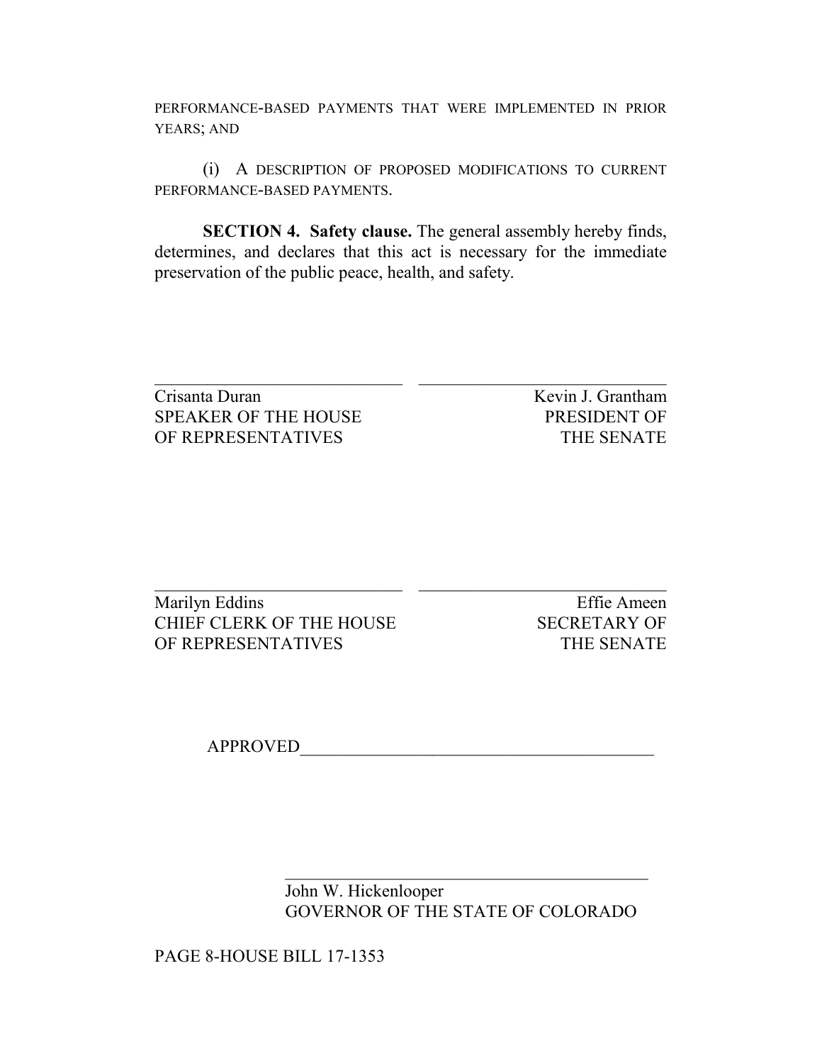PERFORMANCE-BASED PAYMENTS THAT WERE IMPLEMENTED IN PRIOR YEARS; AND

(i) A DESCRIPTION OF PROPOSED MODIFICATIONS TO CURRENT PERFORMANCE-BASED PAYMENTS.

**SECTION 4. Safety clause.** The general assembly hereby finds, determines, and declares that this act is necessary for the immediate preservation of the public peace, health, and safety.

| | |
|---|---|
| ____________________________ | ____________________________ |
| Crisanta Duran<br>SPEAKER OF THE HOUSE<br>OF REPRESENTATIVES | Kevin J. Grantham<br>PRESIDENT OF<br>THE SENATE |

| | |
|---|---|
| ____________________________ | ____________________________ |
| Marilyn Eddins<br>CHIEF CLERK OF THE HOUSE<br>OF REPRESENTATIVES | Effie Ameen<br>SECRETARY OF<br>THE SENATE |

APPROVED________________________________________

____________________________________________

John W. Hickenlooper
GOVERNOR OF THE STATE OF COLORADO

PAGE 8-HOUSE BILL 17-1353